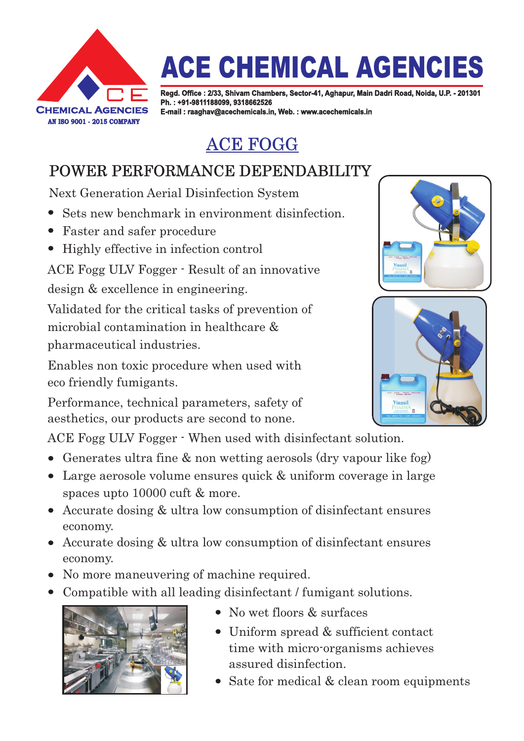# ACE CHEMICAL AGENCIES

**Regd. Office : 2/33, Shivam Chambers, Sector-41, Aghapur, Main Dadri Road, Noida, U.P. - 201301**
**Ph. : +91-9811188099, 9318662526**
**E-mail : raaghav@acechemicals.in, Web. : www.acechemicals.in**

CE CHEMICAL AGENCIES
AN ISO 9001 - 2015 COMPANY

## ACE FOGG

### POWER PERFORMANCE DEPENDABILITY

Next Generation Aerial Disinfection System

- Sets new benchmark in environment disinfection.
- Faster and safer procedure
- Highly effective in infection control

ACE Fogg ULV Fogger - Result of an innovative design & excellence in engineering.

Validated for the critical tasks of prevention of microbial contamination in healthcare & pharmaceutical industries.

Enables non toxic procedure when used with eco friendly fumigants.

Performance, technical parameters, safety of aesthetics, our products are second to none.

ACE Fogg ULV Fogger - When used with disinfectant solution.

- Generates ultra fine & non wetting aerosols (dry vapour like fog)
- Large aerosole volume ensures quick & uniform coverage in large spaces upto 10000 cuft & more.
- Accurate dosing & ultra low consumption of disinfectant ensures economy.
- Accurate dosing & ultra low consumption of disinfectant ensures economy.
- No more maneuvering of machine required.
- Compatible with all leading disinfectant / fumigant solutions.
- No wet floors & surfaces
- Uniform spread & sufficient contact time with micro-organisms achieves assured disinfection.
- Sate for medical & clean room equipments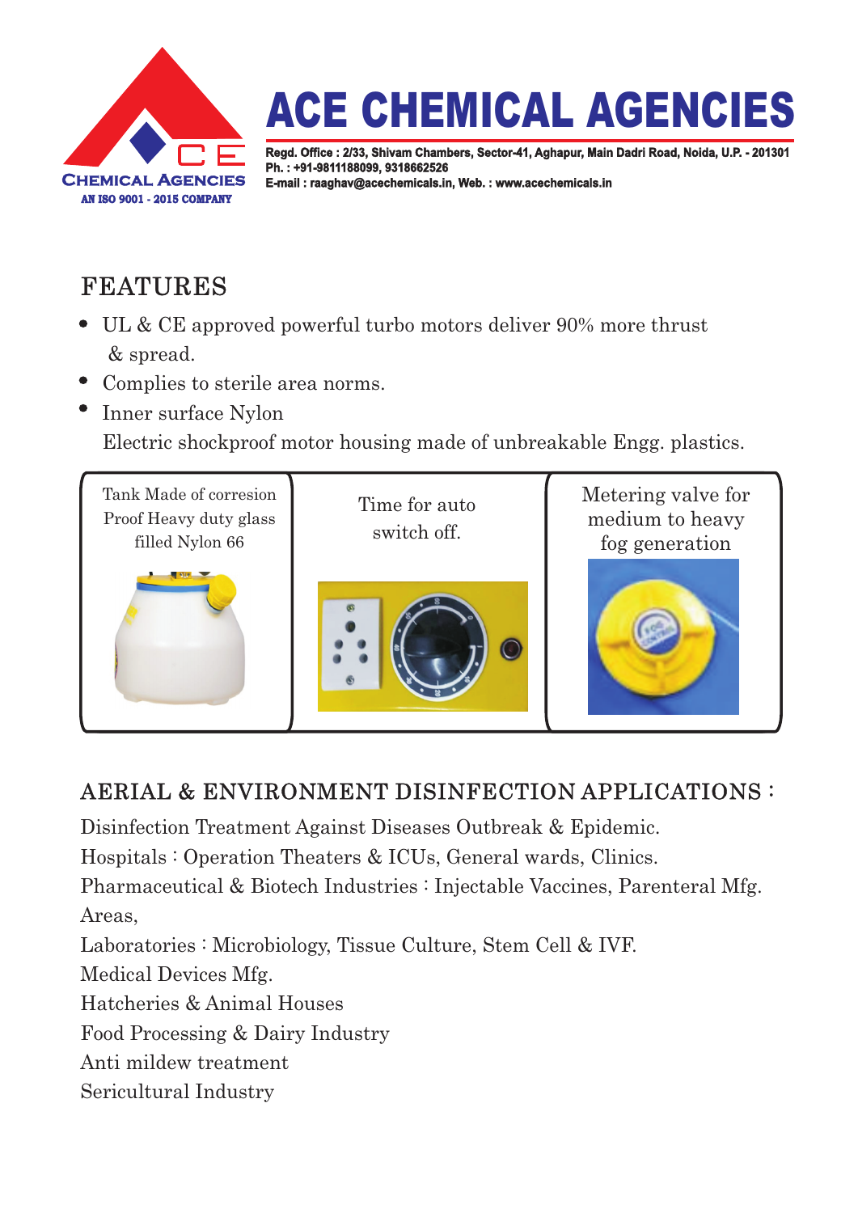# ACE CHEMICAL AGENCIES

CE CHEMICAL AGENCIES
AN ISO 9001 - 2015 COMPANY

**Regd. Office : 2/33, Shivam Chambers, Sector-41, Aghapur, Main Dadri Road, Noida, U.P. - 201301**
**Ph. : +91-9811188099, 9318662526**
**E-mail : raaghav@acechemicals.in, Web. : www.acechemicals.in**

## FEATURES

- UL & CE approved powerful turbo motors deliver 90% more thrust & spread.
- Complies to sterile area norms.
- Inner surface Nylon
  Electric shockproof motor housing made of unbreakable Engg. plastics.

| Tank Made of corresion Proof Heavy duty glass filled Nylon 66 | Time for auto switch off. | Metering valve for medium to heavy fog generation |
|---|---|---|

## AERIAL & ENVIRONMENT DISINFECTION APPLICATIONS :

Disinfection Treatment Against Diseases Outbreak & Epidemic.
Hospitals : Operation Theaters & ICUs, General wards, Clinics.
Pharmaceutical & Biotech Industries : Injectable Vaccines, Parenteral Mfg. Areas,
Laboratories : Microbiology, Tissue Culture, Stem Cell & IVF.
Medical Devices Mfg.
Hatcheries & Animal Houses
Food Processing & Dairy Industry
Anti mildew treatment
Sericultural Industry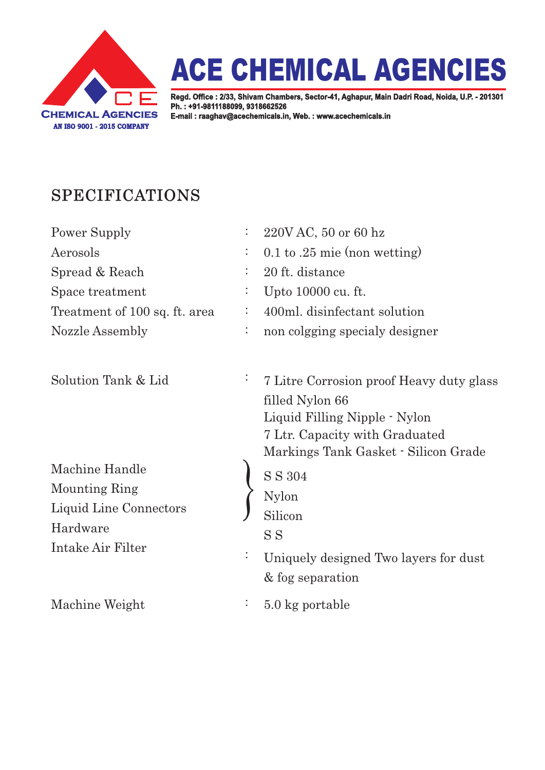# ACE CHEMICAL AGENCIES

**Regd. Office : 2/33, Shivam Chambers, Sector-41, Aghapur, Main Dadri Road, Noida, U.P. - 201301**
**Ph. : +91-9811188099, 9318662526**
**E-mail : raaghav@acechemicals.in, Web. : www.acechemicals.in**

## SPECIFICATIONS

| | | |
|---|---|---|
| Power Supply | : | 220V AC, 50 or 60 hz |
| Aerosols | : | 0.1 to .25 mie (non wetting) |
| Spread & Reach | : | 20 ft. distance |
| Space treatment | : | Upto 10000 cu. ft. |
| Treatment of 100 sq. ft. area | : | 400ml. disinfectant solution |
| Nozzle Assembly | : | non colgging specialy designer |
| Solution Tank & Lid | : | 7 Litre Corrosion proof Heavy duty glass filled Nylon 66<br>Liquid Filling Nipple - Nylon<br>7 Ltr. Capacity with Graduated Markings Tank Gasket - Silicon Grade |
| Machine Handle | } | S S 304 |
| Mounting Ring | | Nylon |
| Liquid Line Connectors | | Silicon |
| Hardware | | S S |
| Intake Air Filter | : | Uniquely designed Two layers for dust & fog separation |
| Machine Weight | : | 5.0 kg portable |